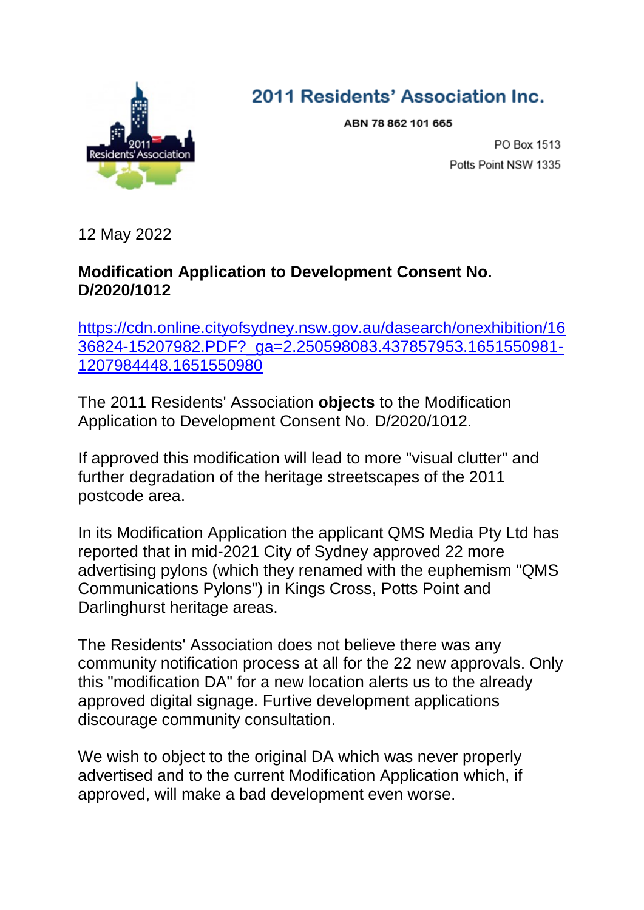2011 Residents' Association Inc.

ABN 78 862 101 665

PO Box 1513
Potts Point NSW 1335

12 May 2022

**Modification Application to Development Consent No. D/2020/1012**

[https://cdn.online.cityofsydney.nsw.gov.au/dasearch/onexhibition/1636824-15207982.PDF?_ga=2.250598083.437857953.1651550981-1207984448.1651550980](https://cdn.online.cityofsydney.nsw.gov.au/dasearch/onexhibition/1636824-15207982.PDF?_ga=2.250598083.437857953.1651550981-1207984448.1651550980)

The 2011 Residents' Association **objects** to the Modification Application to Development Consent No. D/2020/1012.

If approved this modification will lead to more "visual clutter" and further degradation of the heritage streetscapes of the 2011 postcode area.

In its Modification Application the applicant QMS Media Pty Ltd has reported that in mid-2021 City of Sydney approved 22 more advertising pylons (which they renamed with the euphemism "QMS Communications Pylons") in Kings Cross, Potts Point and Darlinghurst heritage areas.

The Residents' Association does not believe there was any community notification process at all for the 22 new approvals. Only this "modification DA" for a new location alerts us to the already approved digital signage. Furtive development applications discourage community consultation.

We wish to object to the original DA which was never properly advertised and to the current Modification Application which, if approved, will make a bad development even worse.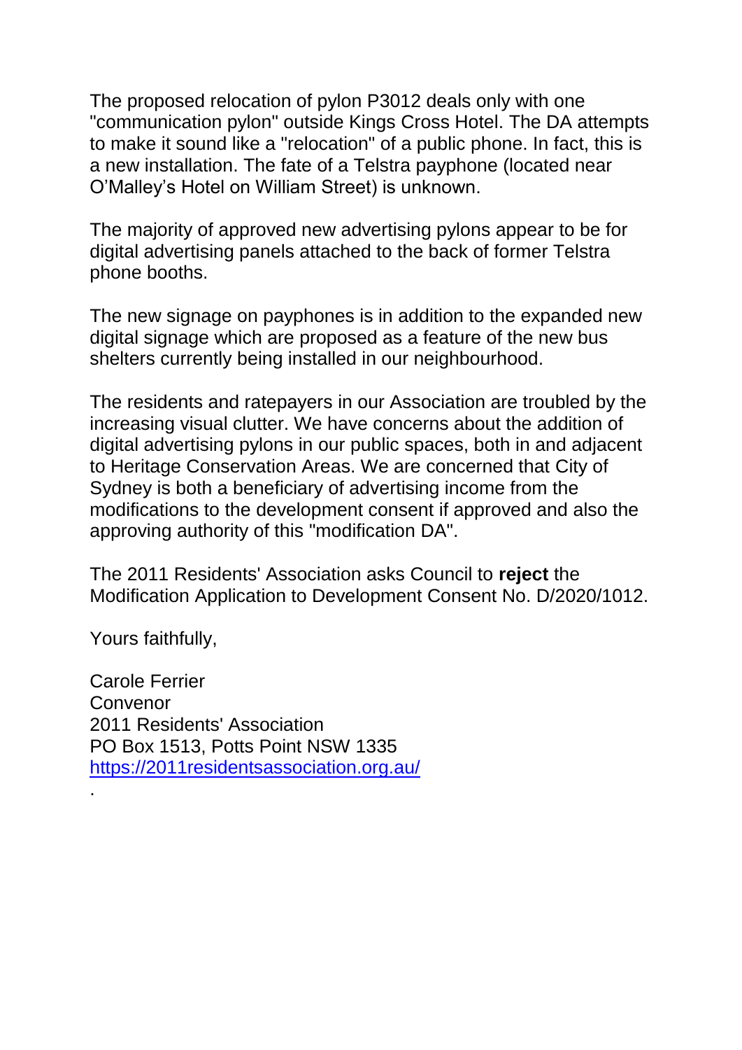The proposed relocation of pylon P3012 deals only with one "communication pylon" outside Kings Cross Hotel. The DA attempts to make it sound like a "relocation" of a public phone. In fact, this is a new installation. The fate of a Telstra payphone (located near O'Malley's Hotel on William Street) is unknown.

The majority of approved new advertising pylons appear to be for digital advertising panels attached to the back of former Telstra phone booths.

The new signage on payphones is in addition to the expanded new digital signage which are proposed as a feature of the new bus shelters currently being installed in our neighbourhood.

The residents and ratepayers in our Association are troubled by the increasing visual clutter. We have concerns about the addition of digital advertising pylons in our public spaces, both in and adjacent to Heritage Conservation Areas. We are concerned that City of Sydney is both a beneficiary of advertising income from the modifications to the development consent if approved and also the approving authority of this "modification DA".

The 2011 Residents' Association asks Council to **reject** the Modification Application to Development Consent No. D/2020/1012.

Yours faithfully,

Carole Ferrier
Convenor
2011 Residents' Association
PO Box 1513, Potts Point NSW 1335
https://2011residentsassociation.org.au/
.